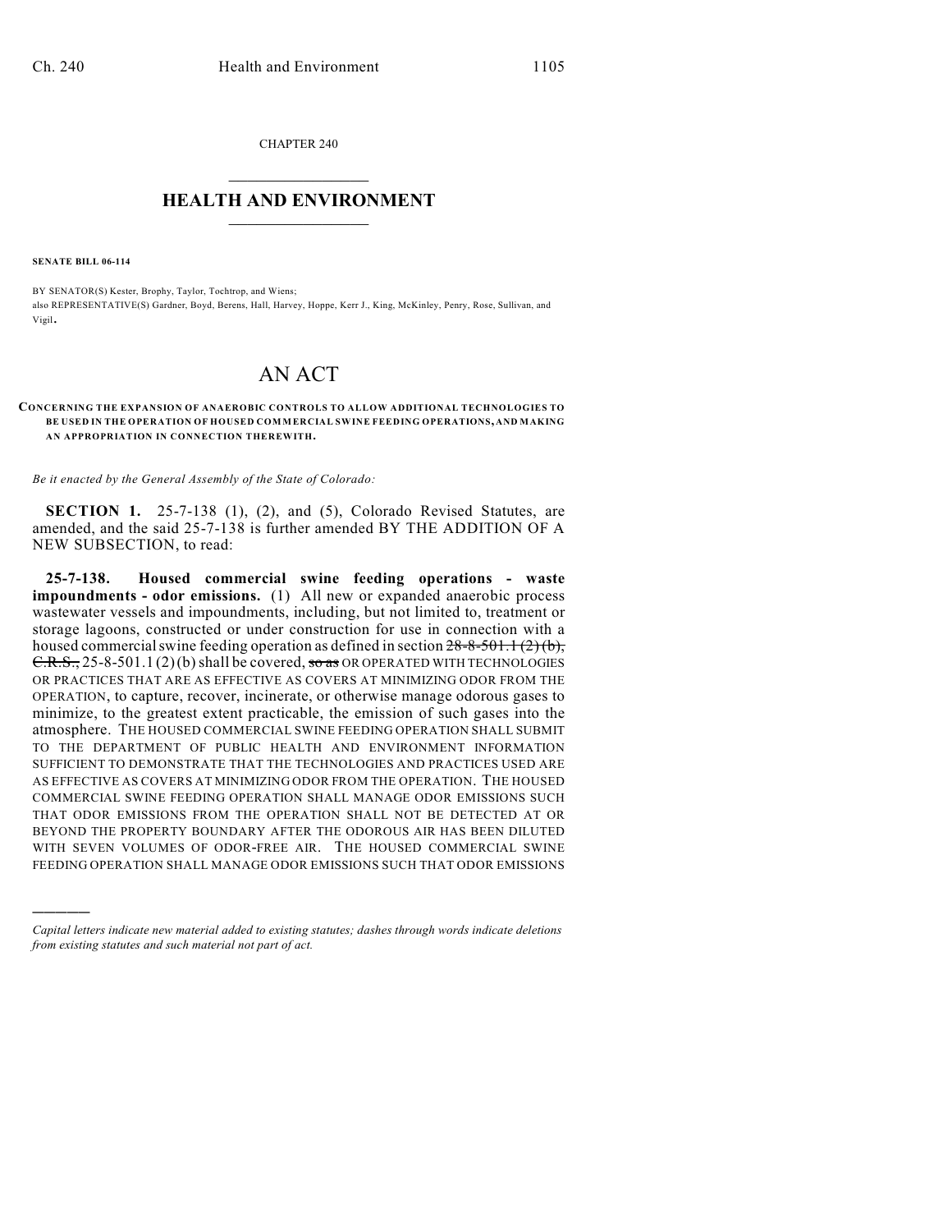CHAPTER 240

# HEALTH AND ENVIRONMENT

**SENATE BILL 06-114**

BY SENATOR(S) Kester, Brophy, Taylor, Tochtrop, and Wiens;
also REPRESENTATIVE(S) Gardner, Boyd, Berens, Hall, Harvey, Hoppe, Kerr J., King, McKinley, Penry, Rose, Sullivan, and Vigil.

# AN ACT

**CONCERNING THE EXPANSION OF ANAEROBIC CONTROLS TO ALLOW ADDITIONAL TECHNOLOGIES TO BE USED IN THE OPERATION OF HOUSED COMMERCIAL SWINE FEEDING OPERATIONS, AND MAKING AN APPROPRIATION IN CONNECTION THEREWITH.**

*Be it enacted by the General Assembly of the State of Colorado:*

**SECTION 1.** 25-7-138 (1), (2), and (5), Colorado Revised Statutes, are amended, and the said 25-7-138 is further amended BY THE ADDITION OF A NEW SUBSECTION, to read:

**25-7-138. Housed commercial swine feeding operations - waste impoundments - odor emissions.** (1) All new or expanded anaerobic process wastewater vessels and impoundments, including, but not limited to, treatment or storage lagoons, constructed or under construction for use in connection with a housed commercial swine feeding operation as defined in section ~~28-8-501.1 (2) (b), C.R.S.,~~ 25-8-501.1 (2) (b) shall be covered, ~~so as~~ OR OPERATED WITH TECHNOLOGIES OR PRACTICES THAT ARE AS EFFECTIVE AS COVERS AT MINIMIZING ODOR FROM THE OPERATION, to capture, recover, incinerate, or otherwise manage odorous gases to minimize, to the greatest extent practicable, the emission of such gases into the atmosphere. THE HOUSED COMMERCIAL SWINE FEEDING OPERATION SHALL SUBMIT TO THE DEPARTMENT OF PUBLIC HEALTH AND ENVIRONMENT INFORMATION SUFFICIENT TO DEMONSTRATE THAT THE TECHNOLOGIES AND PRACTICES USED ARE AS EFFECTIVE AS COVERS AT MINIMIZING ODOR FROM THE OPERATION. THE HOUSED COMMERCIAL SWINE FEEDING OPERATION SHALL MANAGE ODOR EMISSIONS SUCH THAT ODOR EMISSIONS FROM THE OPERATION SHALL NOT BE DETECTED AT OR BEYOND THE PROPERTY BOUNDARY AFTER THE ODOROUS AIR HAS BEEN DILUTED WITH SEVEN VOLUMES OF ODOR-FREE AIR. THE HOUSED COMMERCIAL SWINE FEEDING OPERATION SHALL MANAGE ODOR EMISSIONS SUCH THAT ODOR EMISSIONS

---

*Capital letters indicate new material added to existing statutes; dashes through words indicate deletions from existing statutes and such material not part of act.*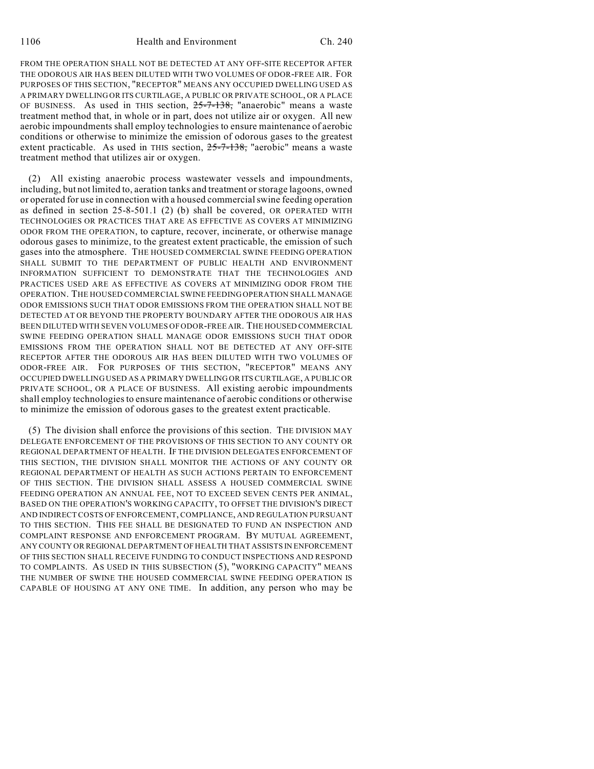FROM THE OPERATION SHALL NOT BE DETECTED AT ANY OFF-SITE RECEPTOR AFTER THE ODOROUS AIR HAS BEEN DILUTED WITH TWO VOLUMES OF ODOR-FREE AIR. FOR PURPOSES OF THIS SECTION, "RECEPTOR" MEANS ANY OCCUPIED DWELLING USED AS A PRIMARY DWELLING OR ITS CURTILAGE, A PUBLIC OR PRIVATE SCHOOL, OR A PLACE OF BUSINESS. As used in THIS section, ~~25-7-138,~~ "anaerobic" means a waste treatment method that, in whole or in part, does not utilize air or oxygen. All new aerobic impoundments shall employ technologies to ensure maintenance of aerobic conditions or otherwise to minimize the emission of odorous gases to the greatest extent practicable. As used in THIS section, ~~25-7-138,~~ "aerobic" means a waste treatment method that utilizes air or oxygen.

(2) All existing anaerobic process wastewater vessels and impoundments, including, but not limited to, aeration tanks and treatment or storage lagoons, owned or operated for use in connection with a housed commercial swine feeding operation as defined in section 25-8-501.1 (2) (b) shall be covered, OR OPERATED WITH TECHNOLOGIES OR PRACTICES THAT ARE AS EFFECTIVE AS COVERS AT MINIMIZING ODOR FROM THE OPERATION, to capture, recover, incinerate, or otherwise manage odorous gases to minimize, to the greatest extent practicable, the emission of such gases into the atmosphere. THE HOUSED COMMERCIAL SWINE FEEDING OPERATION SHALL SUBMIT TO THE DEPARTMENT OF PUBLIC HEALTH AND ENVIRONMENT INFORMATION SUFFICIENT TO DEMONSTRATE THAT THE TECHNOLOGIES AND PRACTICES USED ARE AS EFFECTIVE AS COVERS AT MINIMIZING ODOR FROM THE OPERATION. THE HOUSED COMMERCIAL SWINE FEEDING OPERATION SHALL MANAGE ODOR EMISSIONS SUCH THAT ODOR EMISSIONS FROM THE OPERATION SHALL NOT BE DETECTED AT OR BEYOND THE PROPERTY BOUNDARY AFTER THE ODOROUS AIR HAS BEEN DILUTED WITH SEVEN VOLUMES OF ODOR-FREE AIR. THE HOUSED COMMERCIAL SWINE FEEDING OPERATION SHALL MANAGE ODOR EMISSIONS SUCH THAT ODOR EMISSIONS FROM THE OPERATION SHALL NOT BE DETECTED AT ANY OFF-SITE RECEPTOR AFTER THE ODOROUS AIR HAS BEEN DILUTED WITH TWO VOLUMES OF ODOR-FREE AIR. FOR PURPOSES OF THIS SECTION, "RECEPTOR" MEANS ANY OCCUPIED DWELLING USED AS A PRIMARY DWELLING OR ITS CURTILAGE, A PUBLIC OR PRIVATE SCHOOL, OR A PLACE OF BUSINESS. All existing aerobic impoundments shall employ technologies to ensure maintenance of aerobic conditions or otherwise to minimize the emission of odorous gases to the greatest extent practicable.

(5) The division shall enforce the provisions of this section. THE DIVISION MAY DELEGATE ENFORCEMENT OF THE PROVISIONS OF THIS SECTION TO ANY COUNTY OR REGIONAL DEPARTMENT OF HEALTH. IF THE DIVISION DELEGATES ENFORCEMENT OF THIS SECTION, THE DIVISION SHALL MONITOR THE ACTIONS OF ANY COUNTY OR REGIONAL DEPARTMENT OF HEALTH AS SUCH ACTIONS PERTAIN TO ENFORCEMENT OF THIS SECTION. THE DIVISION SHALL ASSESS A HOUSED COMMERCIAL SWINE FEEDING OPERATION AN ANNUAL FEE, NOT TO EXCEED SEVEN CENTS PER ANIMAL, BASED ON THE OPERATION'S WORKING CAPACITY, TO OFFSET THE DIVISION'S DIRECT AND INDIRECT COSTS OF ENFORCEMENT, COMPLIANCE, AND REGULATION PURSUANT TO THIS SECTION. THIS FEE SHALL BE DESIGNATED TO FUND AN INSPECTION AND COMPLAINT RESPONSE AND ENFORCEMENT PROGRAM. BY MUTUAL AGREEMENT, ANY COUNTY OR REGIONAL DEPARTMENT OF HEALTH THAT ASSISTS IN ENFORCEMENT OF THIS SECTION SHALL RECEIVE FUNDING TO CONDUCT INSPECTIONS AND RESPOND TO COMPLAINTS. AS USED IN THIS SUBSECTION (5), "WORKING CAPACITY" MEANS THE NUMBER OF SWINE THE HOUSED COMMERCIAL SWINE FEEDING OPERATION IS CAPABLE OF HOUSING AT ANY ONE TIME. In addition, any person who may be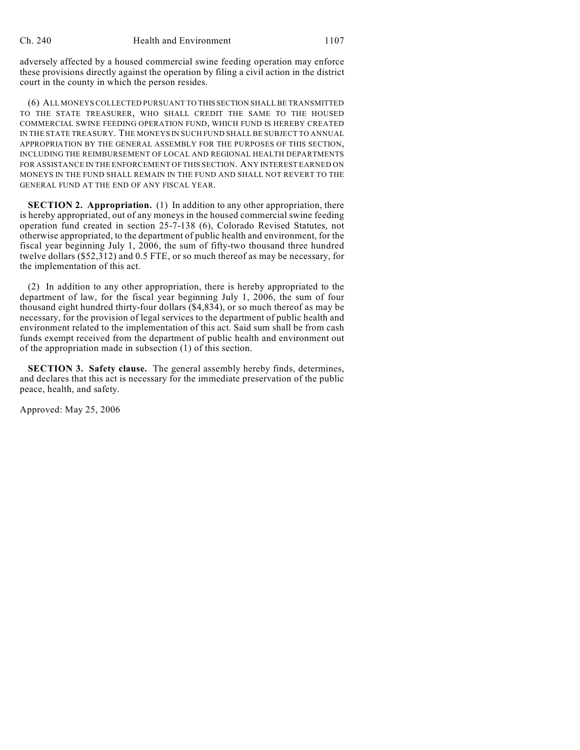adversely affected by a housed commercial swine feeding operation may enforce these provisions directly against the operation by filing a civil action in the district court in the county in which the person resides.

(6) ALL MONEYS COLLECTED PURSUANT TO THIS SECTION SHALL BE TRANSMITTED TO THE STATE TREASURER, WHO SHALL CREDIT THE SAME TO THE HOUSED COMMERCIAL SWINE FEEDING OPERATION FUND, WHICH FUND IS HEREBY CREATED IN THE STATE TREASURY. THE MONEYS IN SUCH FUND SHALL BE SUBJECT TO ANNUAL APPROPRIATION BY THE GENERAL ASSEMBLY FOR THE PURPOSES OF THIS SECTION, INCLUDING THE REIMBURSEMENT OF LOCAL AND REGIONAL HEALTH DEPARTMENTS FOR ASSISTANCE IN THE ENFORCEMENT OF THIS SECTION. ANY INTEREST EARNED ON MONEYS IN THE FUND SHALL REMAIN IN THE FUND AND SHALL NOT REVERT TO THE GENERAL FUND AT THE END OF ANY FISCAL YEAR.

**SECTION 2. Appropriation.** (1) In addition to any other appropriation, there is hereby appropriated, out of any moneys in the housed commercial swine feeding operation fund created in section 25-7-138 (6), Colorado Revised Statutes, not otherwise appropriated, to the department of public health and environment, for the fiscal year beginning July 1, 2006, the sum of fifty-two thousand three hundred twelve dollars ($52,312) and 0.5 FTE, or so much thereof as may be necessary, for the implementation of this act.

(2) In addition to any other appropriation, there is hereby appropriated to the department of law, for the fiscal year beginning July 1, 2006, the sum of four thousand eight hundred thirty-four dollars ($4,834), or so much thereof as may be necessary, for the provision of legal services to the department of public health and environment related to the implementation of this act. Said sum shall be from cash funds exempt received from the department of public health and environment out of the appropriation made in subsection (1) of this section.

**SECTION 3. Safety clause.** The general assembly hereby finds, determines, and declares that this act is necessary for the immediate preservation of the public peace, health, and safety.

Approved: May 25, 2006